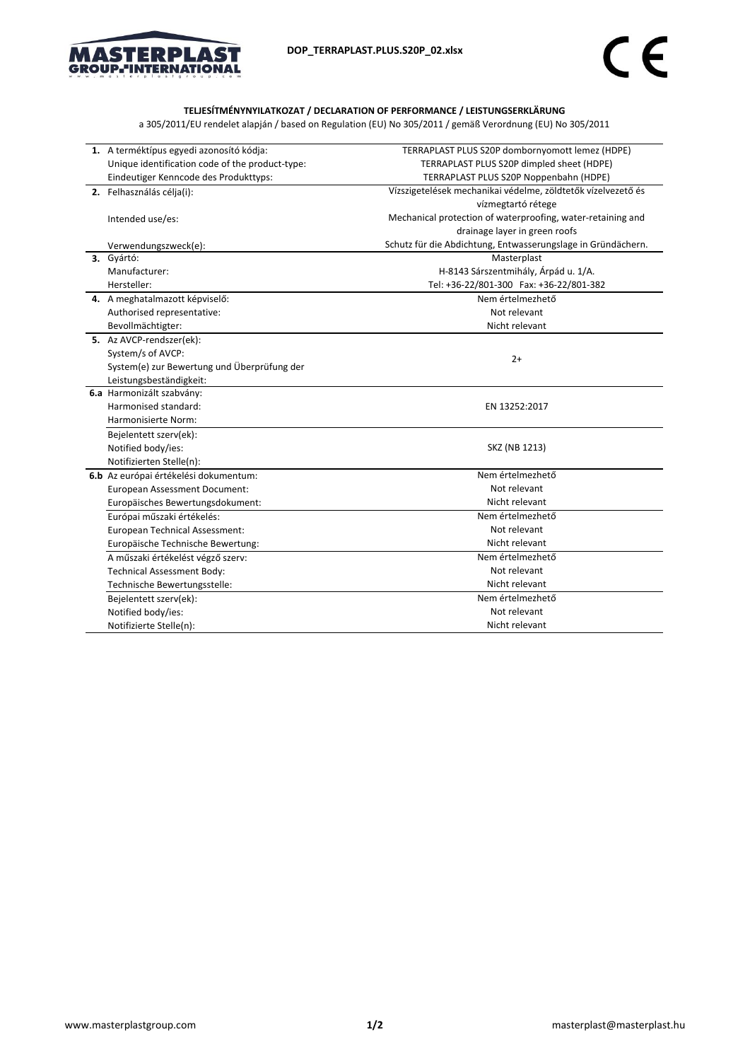DOP_TERRAPLAST.PLUS.S20P_02.xlsx

CE

**TELJESÍTMÉNYNYILATKOZAT / DECLARATION OF PERFORMANCE / LEISTUNGSERKLÄRUNG**

a 305/2011/EU rendelet alapján / based on Regulation (EU) No 305/2011 / gemäß Verordnung (EU) No 305/2011

| | | |
|---|---|---|
| **1.** | A terméktípus egyedi azonosító kódja:<br>Unique identification code of the product-type:<br>Eindeutiger Kenncode des Produkttyps: | TERRAPLAST PLUS S20P dombornyomott lemez (HDPE)<br>TERRAPLAST PLUS S20P dimpled sheet (HDPE)<br>TERRAPLAST PLUS S20P Noppenbahn (HDPE) |
| **2.** | Felhasználás célja(i):<br>Intended use/es:<br>Verwendungszweck(e): | Vízszigetelések mechanikai védelme, zöldtetők vízelvezető és vízmegtartó rétege<br>Mechanical protection of waterproofing, water-retaining and drainage layer in green roofs<br>Schutz für die Abdichtung, Entwasserungslage in Gründächern. |
| **3.** | Gyártó:<br>Manufacturer:<br>Hersteller: | Masterplast<br>H-8143 Sárszentmihály, Árpád u. 1/A.<br>Tel: +36-22/801-300 Fax: +36-22/801-382 |
| **4.** | A meghatalmazott képviselő:<br>Authorised representative:<br>Bevollmächtigter: | Nem értelmezhető<br>Not relevant<br>Nicht relevant |
| **5.** | Az AVCP-rendszer(ek):<br>System/s of AVCP:<br>System(e) zur Bewertung und Überprüfung der Leistungsbeständigkeit: | 2+ |
| **6.a** | Harmonizált szabvány:<br>Harmonised standard:<br>Harmonisierte Norm: | EN 13252:2017 |
| | Bejelentett szerv(ek):<br>Notified body/ies:<br>Notifizierten Stelle(n): | SKZ (NB 1213) |
| **6.b** | Az európai értékelési dokumentum:<br>European Assessment Document:<br>Europäisches Bewertungsdokument: | Nem értelmezhető<br>Not relevant<br>Nicht relevant |
| | Európai műszaki értékelés:<br>European Technical Assessment:<br>Europäische Technische Bewertung: | Nem értelmezhető<br>Not relevant<br>Nicht relevant |
| | A műszaki értékelést végző szerv:<br>Technical Assessment Body:<br>Technische Bewertungsstelle: | Nem értelmezhető<br>Not relevant<br>Nicht relevant |
| | Bejelentett szerv(ek):<br>Notified body/ies:<br>Notifizierte Stelle(n): | Nem értelmezhető<br>Not relevant<br>Nicht relevant |

www.masterplastgroup.com masterplast@masterplast.hu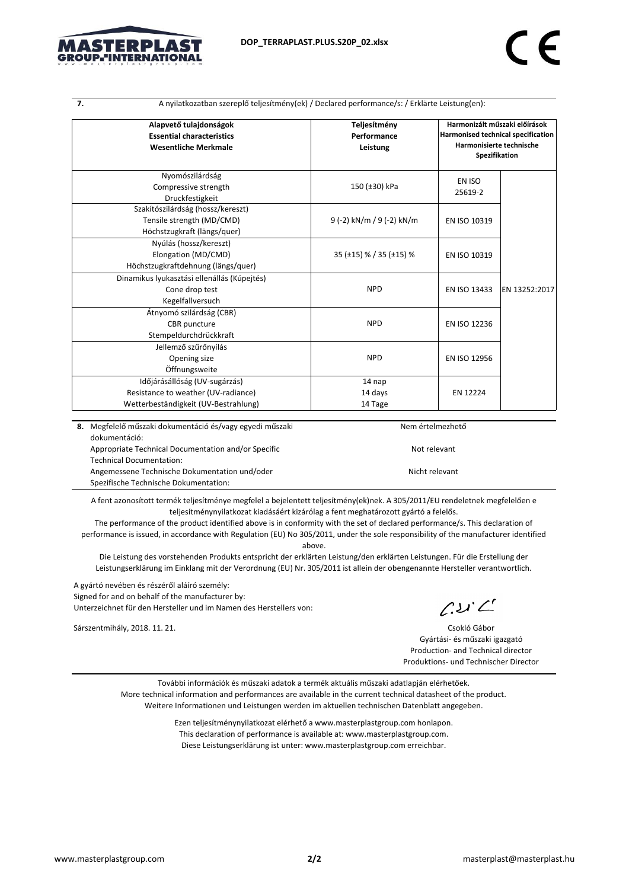**7.** A nyilatkozatban szereplő teljesítmény(ek) / Declared performance/s: / Erklärte Leistung(en):

| **Alapvető tulajdonságok**<br>**Essential characteristics**<br>**Wesentliche Merkmale** | **Teljesítmény**<br>**Performance**<br>**Leistung** | **Harmonizált műszaki előírások**<br>**Harmonised technical specification**<br>**Harmonisierte technische Spezifikation** | |
|---|---|---|---|
| Nyomószilárdság<br>Compressive strength<br>Druckfestigkeit | 150 (±30) kPa | EN ISO 25619-2 | EN 13252:2017 |
| Szakítószilárdság (hossz/kereszt)<br>Tensile strength (MD/CMD)<br>Höchstzugkraft (längs/quer) | 9 (-2) kN/m / 9 (-2) kN/m | EN ISO 10319 | |
| Nyúlás (hossz/kereszt)<br>Elongation (MD/CMD)<br>Höchstzugkraftdehnung (längs/quer) | 35 (±15) % / 35 (±15) % | EN ISO 10319 | |
| Dinamikus lyukasztási ellenállás (Kúpejtés)<br>Cone drop test<br>Kegelfallversuch | NPD | EN ISO 13433 | |
| Átnyomó szilárdság (CBR)<br>CBR puncture<br>Stempeldurchdrückkraft | NPD | EN ISO 12236 | |
| Jellemző szűrőnyílás<br>Opening size<br>Öffnungsweite | NPD | EN ISO 12956 | |
| Időjárásállóság (UV-sugárzás)<br>Resistance to weather (UV-radiance)<br>Wetterbeständigkeit (UV-Bestrahlung) | 14 nap<br>14 days<br>14 Tage | EN 12224 | |

| | |
|---|---|
| **8.** Megfelelő műszaki dokumentáció és/vagy egyedi műszaki dokumentáció: | Nem értelmezhető |
| Appropriate Technical Documentation and/or Specific Technical Documentation: | Not relevant |
| Angemessene Technische Dokumentation und/oder Spezifische Technische Dokumentation: | Nicht relevant |

A fent azonosított termék teljesítménye megfelel a bejelentett teljesítmény(ek)nek. A 305/2011/EU rendeletnek megfelelően e teljesítménynyilatkozat kiadásáért kizárólag a fent meghatározott gyártó a felelős.

The performance of the product identified above is in conformity with the set of declared performance/s. This declaration of performance is issued, in accordance with Regulation (EU) No 305/2011, under the sole responsibility of the manufacturer identified above.

Die Leistung des vorstehenden Produkts entspricht der erklärten Leistung/den erklärten Leistungen. Für die Erstellung der Leistungserklärung im Einklang mit der Verordnung (EU) Nr. 305/2011 ist allein der obengenannte Hersteller verantwortlich.

A gyártó nevében és részéről aláíró személy:
Signed for and on behalf of the manufacturer by:
Unterzeichnet für den Hersteller und im Namen des Herstellers von:

Sárszentmihály, 2018. 11. 21.

Csokló Gábor
Gyártási- és műszaki igazgató
Production- and Technical director
Produktions- und Technischer Director

További információk és műszaki adatok a termék aktuális műszaki adatlapján elérhetőek.
More technical information and performances are available in the current technical datasheet of the product.
Weitere Informationen und Leistungen werden im aktuellen technischen Datenblatt angegeben.

Ezen teljesítménynyilatkozat elérhető a www.masterplastgroup.com honlapon.
This declaration of performance is available at: www.masterplastgroup.com.
Diese Leistungserklärung ist unter: www.masterplastgroup.com erreichbar.